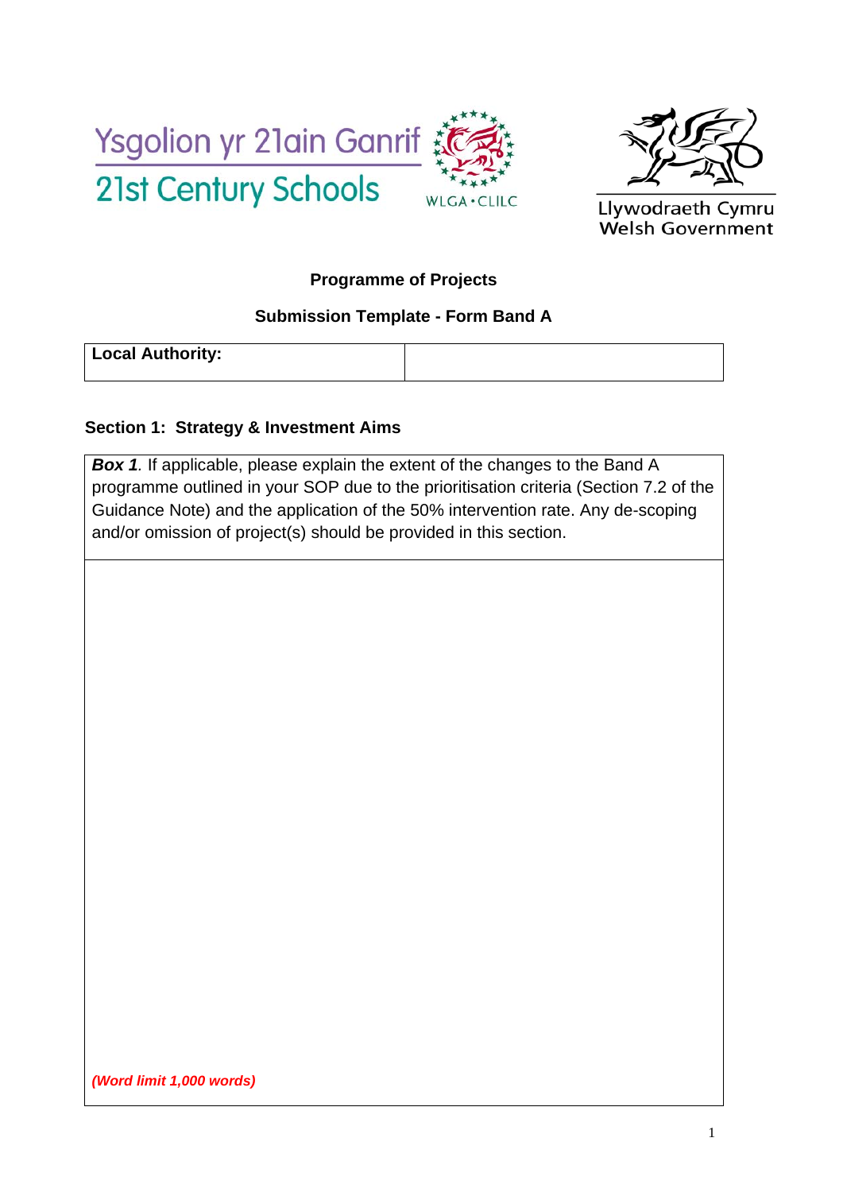Ysgolion yr 21ain Ganrif
21st Century Schools

WLGA • CLILC

Llywodraeth Cymru
Welsh Government

## Programme of Projects

## Submission Template - Form Band A

| Local Authority: | |
|---|---|

### Section 1: Strategy & Investment Aims

| ***Box 1***. If applicable, please explain the extent of the changes to the Band A programme outlined in your SOP due to the prioritisation criteria (Section 7.2 of the Guidance Note) and the application of the 50% intervention rate. Any de-scoping and/or omission of project(s) should be provided in this section. |
|---|
| ***(Word limit 1,000 words)*** |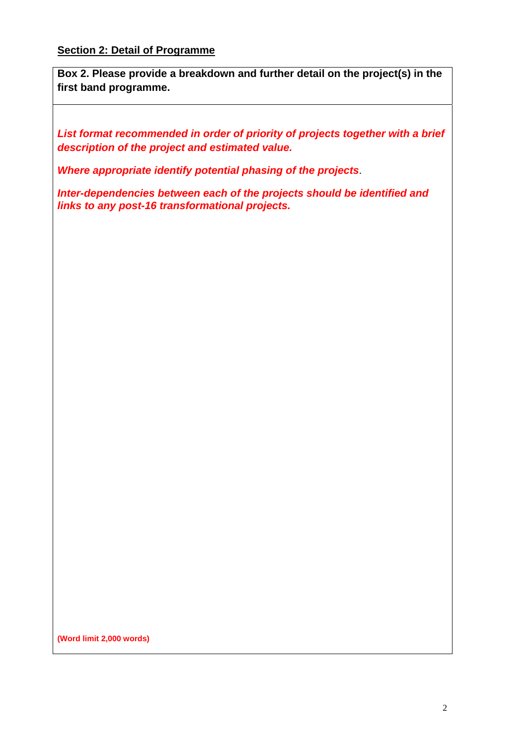**<u>Section 2: Detail of Programme</u>**

| **Box 2. Please provide a breakdown and further detail on the project(s) in the first band programme.** |
|---|
| ***List format recommended in order of priority of projects together with a brief description of the project and estimated value.*** <br><br> ***Where appropriate identify potential phasing of the projects.*** <br><br> ***Inter-dependencies between each of the projects should be identified and links to any post-16 transformational projects.*** <br><br> **(Word limit 2,000 words)** |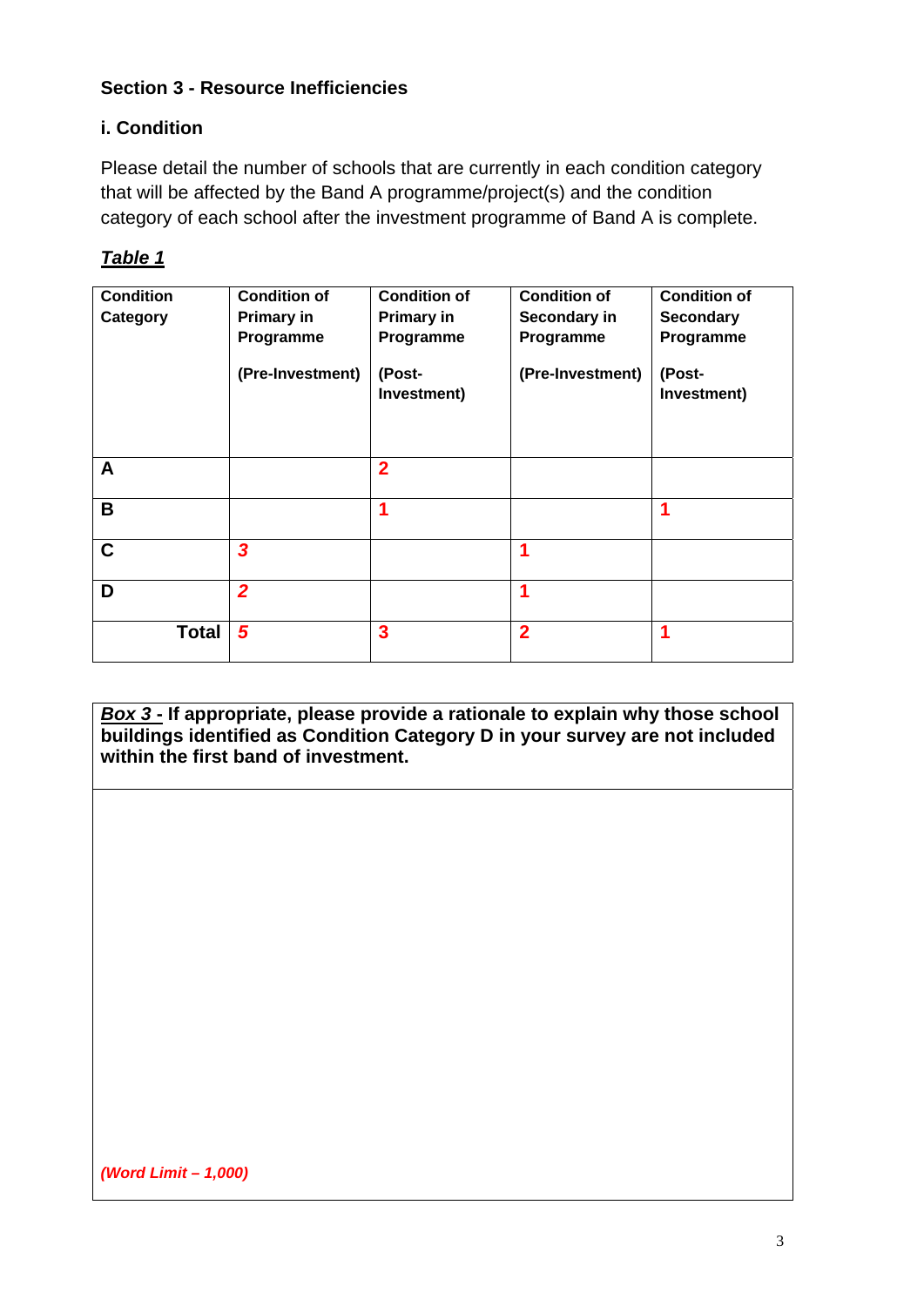**Section 3 - Resource Inefficiencies**

**i. Condition**

Please detail the number of schools that are currently in each condition category that will be affected by the Band A programme/project(s) and the condition category of each school after the investment programme of Band A is complete.

***Table 1***

| Condition Category | Condition of Primary in Programme (Pre-Investment) | Condition of Primary in Programme (Post-Investment) | Condition of Secondary in Programme (Pre-Investment) | Condition of Secondary Programme (Post-Investment) |
|---|---|---|---|---|
| **A** | | 2 | | |
| **B** | | 1 | | 1 |
| **C** | *3* | | 1 | |
| **D** | *2* | | 1 | |
| **Total** | *5* | 3 | 2 | 1 |

| ***Box 3*** **- If appropriate, please provide a rationale to explain why those school buildings identified as Condition Category D in your survey are not included within the first band of investment.** |
|---|
| *(Word Limit – 1,000)* |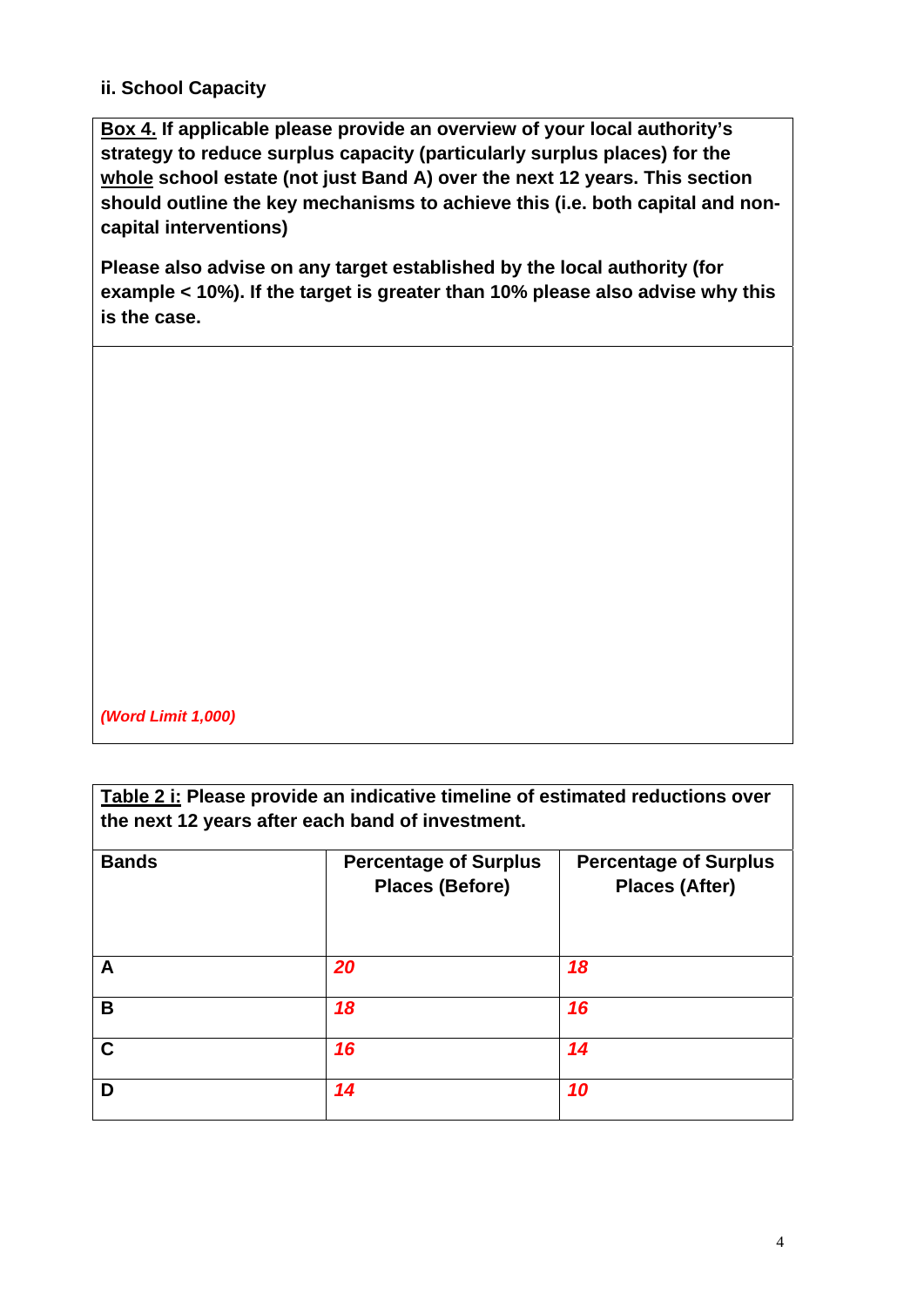### ii. School Capacity

**<u>Box 4.</u> If applicable please provide an overview of your local authority's strategy to reduce surplus capacity (particularly surplus places) for the <u>whole</u> school estate (not just Band A) over the next 12 years. This section should outline the key mechanisms to achieve this (i.e. both capital and non-capital interventions)**

**Please also advise on any target established by the local authority (for example < 10%). If the target is greater than 10% please also advise why this is the case.**

***(Word Limit 1,000)***

**<u>Table 2 i:</u> Please provide an indicative timeline of estimated reductions over the next 12 years after each band of investment.**

| **Bands** | **Percentage of Surplus Places (Before)** | **Percentage of Surplus Places (After)** |
|---|---|---|
| **A** | ***20*** | ***18*** |
| **B** | ***18*** | ***16*** |
| **C** | ***16*** | ***14*** |
| **D** | ***14*** | ***10*** |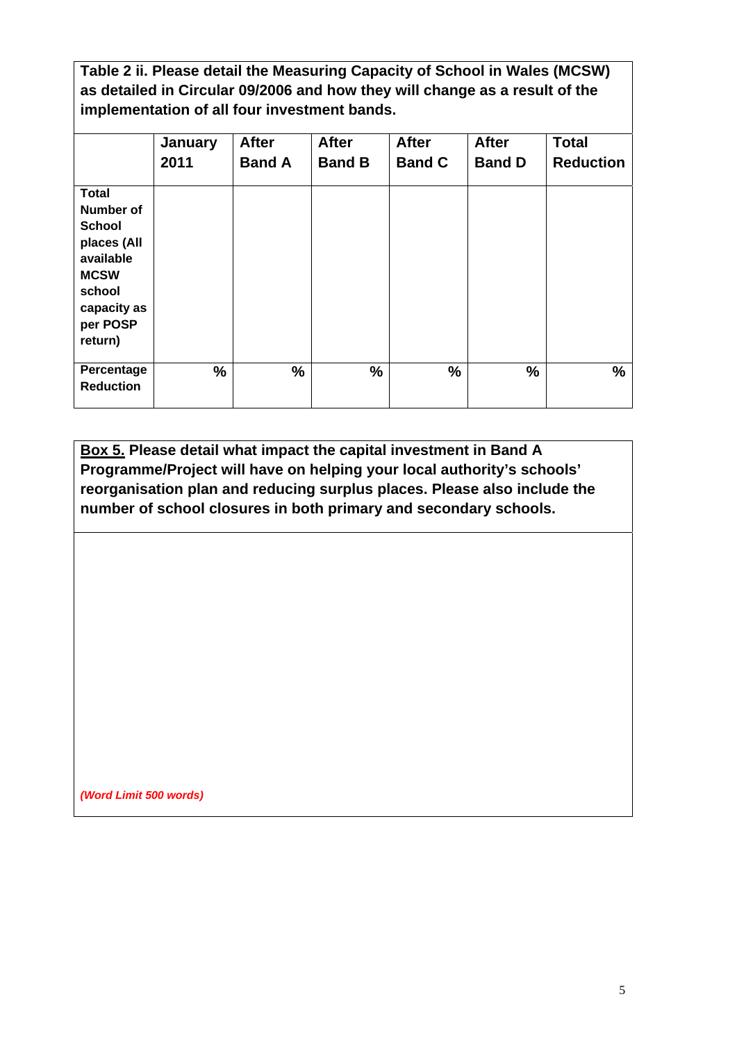**Table 2 ii. Please detail the Measuring Capacity of School in Wales (MCSW) as detailed in Circular 09/2006 and how they will change as a result of the implementation of all four investment bands.**

| | January 2011 | After Band A | After Band B | After Band C | After Band D | Total Reduction |
|---|---|---|---|---|---|---|
| **Total Number of School places (All available MCSW school capacity as per POSP return)** | | | | | | |
| **Percentage Reduction** | % | % | % | % | % | % |

**<u>Box 5.</u> Please detail what impact the capital investment in Band A Programme/Project will have on helping your local authority's schools' reorganisation plan and reducing surplus places. Please also include the number of school closures in both primary and secondary schools.**

*(Word Limit 500 words)*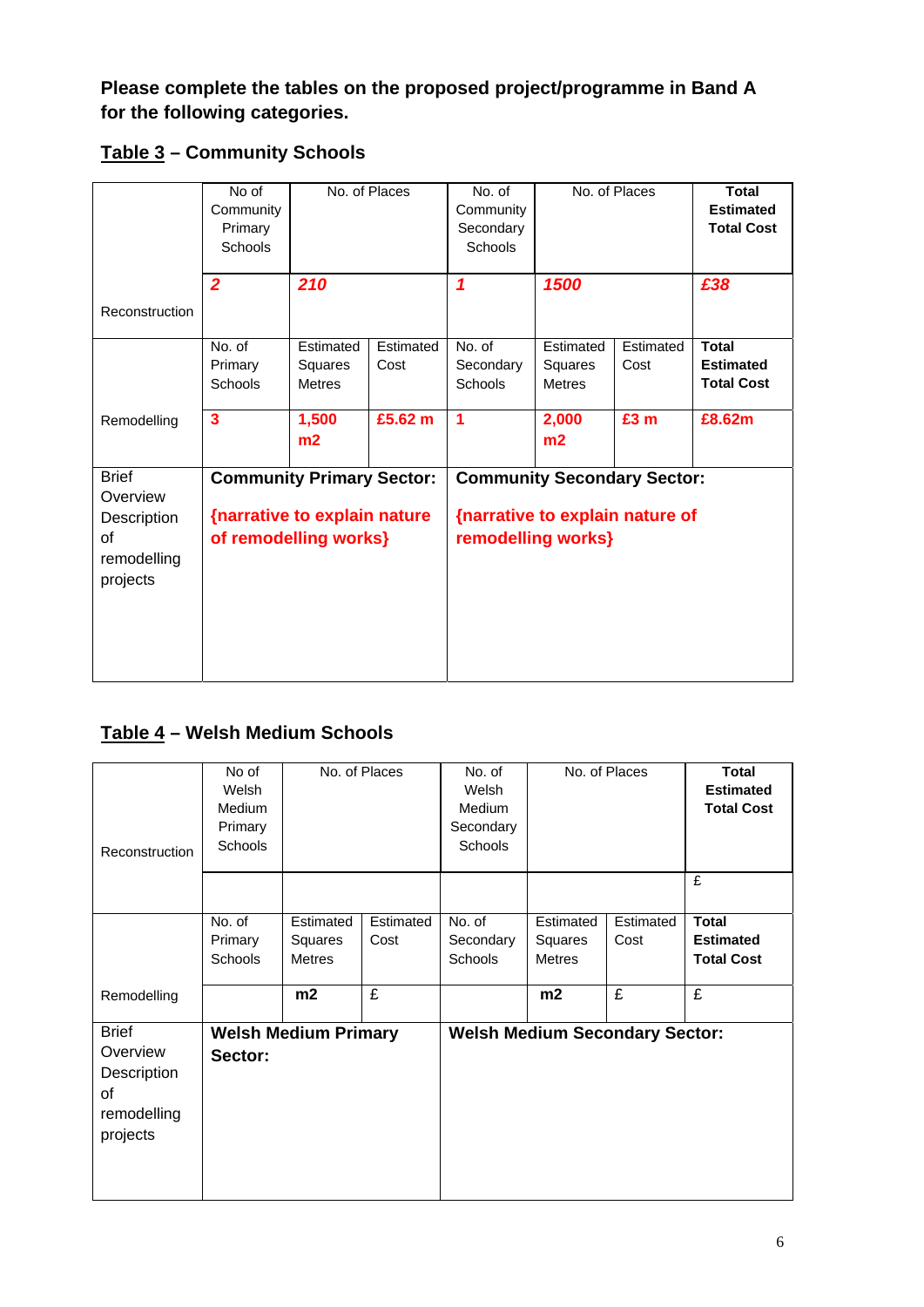**Please complete the tables on the proposed project/programme in Band A for the following categories.**

**Table 3 – Community Schools**

| | No of Community Primary Schools | No. of Places | | No. of Community Secondary Schools | No. of Places | | Total Estimated Total Cost |
|---|---|---|---|---|---|---|---|
| Reconstruction | *2* | *210* | | *1* | *1500* | | *£38* |
| | No. of Primary Schools | Estimated Squares Metres | Estimated Cost | No. of Secondary Schools | Estimated Squares Metres | Estimated Cost | **Total Estimated Total Cost** |
| Remodelling | **3** | **1,500 m2** | **£5.62 m** | **1** | **2,000 m2** | **£3 m** | **£8.62m** |
| Brief Overview Description of remodelling projects | **Community Primary Sector:** **{narrative to explain nature of remodelling works}** | | | **Community Secondary Sector:** **{narrative to explain nature of remodelling works}** | | | |

**Table 4 – Welsh Medium Schools**

| | No of Welsh Medium Primary Schools | No. of Places | | No. of Welsh Medium Secondary Schools | No. of Places | | Total Estimated Total Cost |
|---|---|---|---|---|---|---|---|
| Reconstruction | | | | | | | £ |
| | No. of Primary Schools | Estimated Squares Metres | Estimated Cost | No. of Secondary Schools | Estimated Squares Metres | Estimated Cost | **Total Estimated Total Cost** |
| Remodelling | | **m2** | £ | | **m2** | £ | £ |
| Brief Overview Description of remodelling projects | **Welsh Medium Primary Sector:** | | | **Welsh Medium Secondary Sector:** | | | |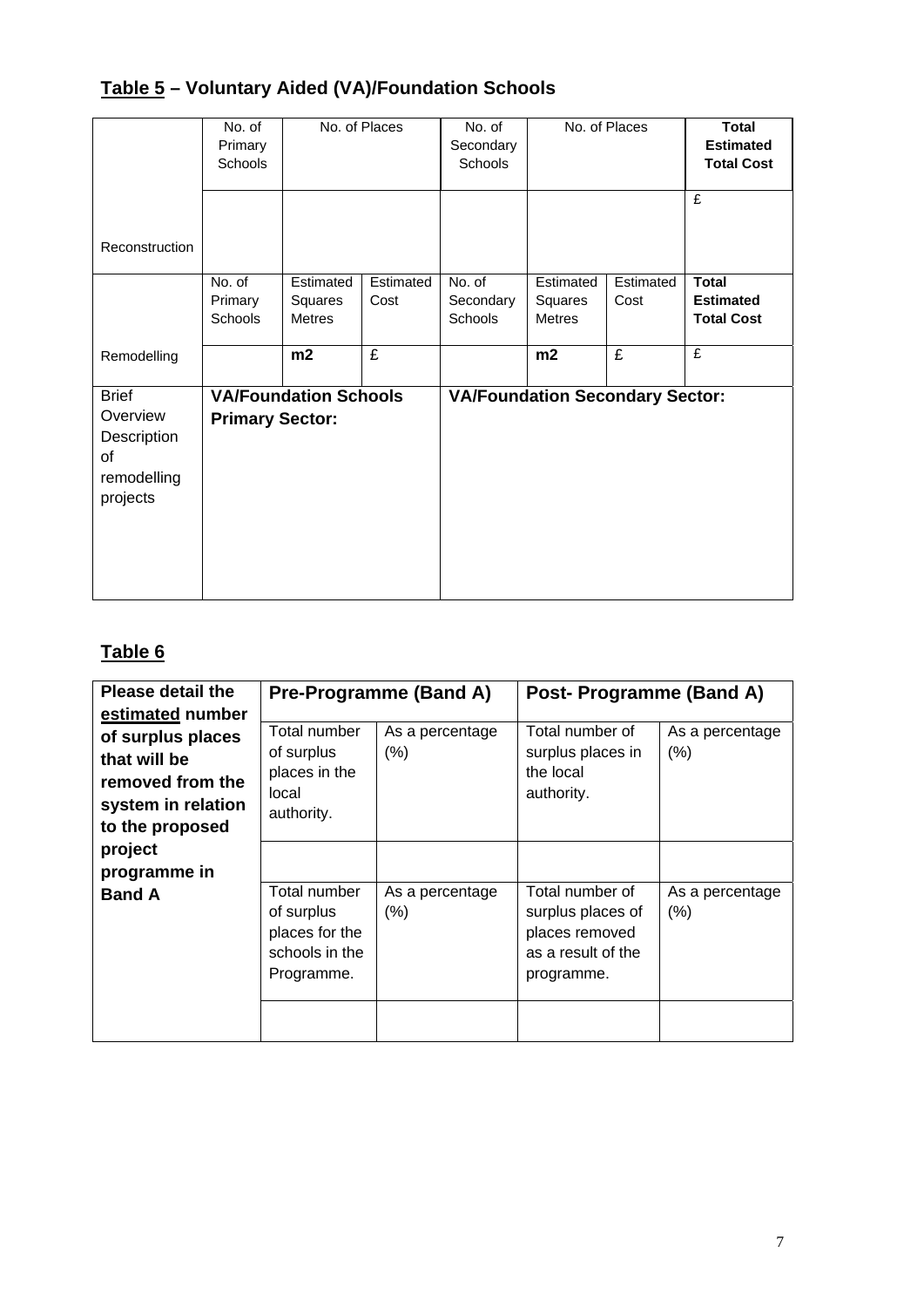## **Table 5** – Voluntary Aided (VA)/Foundation Schools

| | No. of Primary Schools | No. of Places | | No. of Secondary Schools | No. of Places | | **Total Estimated Total Cost** |
|---|---|---|---|---|---|---|---|
| Reconstruction | | | | | | | £ |
| | No. of Primary Schools | Estimated Squares Metres | Estimated Cost | No. of Secondary Schools | Estimated Squares Metres | Estimated Cost | **Total Estimated Total Cost** |
| Remodelling | | **m2** | £ | | **m2** | £ | £ |
| Brief Overview Description of remodelling projects | **VA/Foundation Schools Primary Sector:** | | | **VA/Foundation Secondary Sector:** | | | |

## **Table 6**

| **Please detail the estimated number of surplus places that will be removed from the system in relation to the proposed project programme in Band A** | **Pre-Programme (Band A)** | | **Post- Programme (Band A)** | |
|---|---|---|---|---|
| | Total number of surplus places in the local authority. | As a percentage (%) | Total number of surplus places in the local authority. | As a percentage (%) |
| | | | | |
| | Total number of surplus places for the schools in the Programme. | As a percentage (%) | Total number of surplus places of places removed as a result of the programme. | As a percentage (%) |
| | | | | |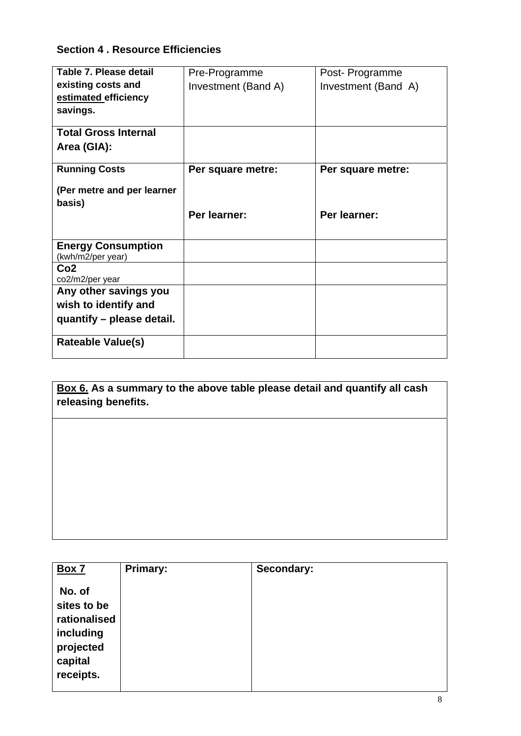## Section 4 . Resource Efficiencies

| **Table 7. Please detail existing costs and estimated efficiency savings.** | Pre-Programme Investment (Band A) | Post- Programme Investment (Band A) |
|---|---|---|
| **Total Gross Internal Area (GIA):** | | |
| **Running Costs**<br><br>**(Per metre and per learner basis)** | **Per square metre:**<br><br>**Per learner:** | **Per square metre:**<br><br>**Per learner:** |
| **Energy Consumption**<br>(kwh/m2/per year) | | |
| **Co2**<br>co2/m2/per year | | |
| **Any other savings you wish to identify and quantify – please detail.** | | |
| **Rateable Value(s)** | | |

| **Box 6. As a summary to the above table please detail and quantify all cash releasing benefits.** |
|---|
| |

| **Box 7**<br><br>**No. of sites to be rationalised including projected capital receipts.** | **Primary:** | **Secondary:** |
|---|---|---|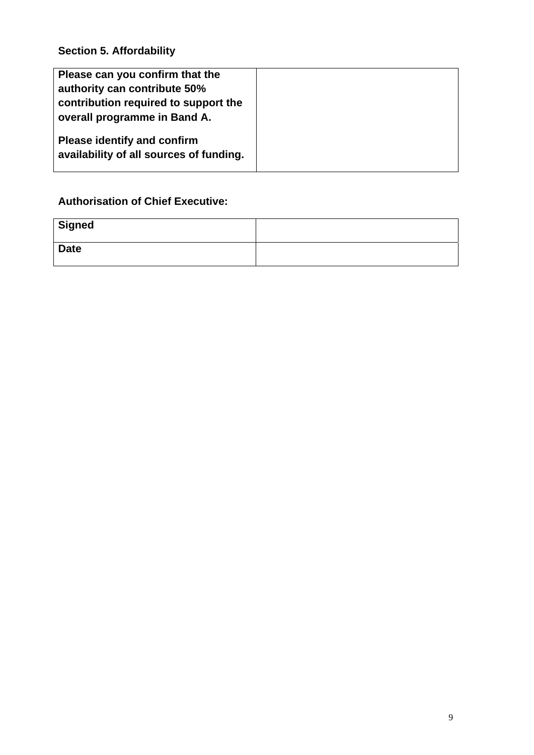**Section 5. Affordability**

| | |
|---|---|
| **Please can you confirm that the authority can contribute 50% contribution required to support the overall programme in Band A.**<br><br>**Please identify and confirm availability of all sources of funding.** | |

**Authorisation of Chief Executive:**

| | |
|---|---|
| **Signed** | |
| **Date** | |